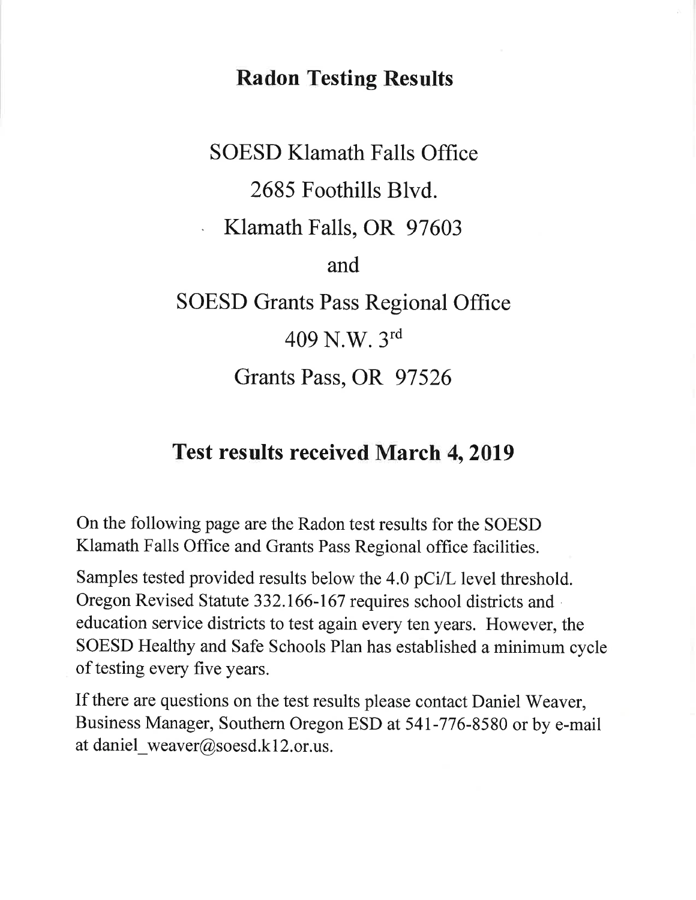# Radon Testing Results

SOESD Klamath Falls Office

2685 Foothills Blvd.

Klamath Falls, OR 97603

and

SOESD Grants Pass Regional Office

409 N.W. 3rd

Grants Pass, OR 97526

## Test results received March 4, 2019

On the following page are the Radon test results for the SOESD Klamath Falls Office and Grants Pass Regional office facilities.

Samples tested provided results below the 4.0 pCi/L level threshold. Oregon Revised Statute 332.166-167 requires school districts and education service districts to test again every ten years. However, the SOESD Healthy and Safe Schools Plan has established a minimum cycle of testing every five years.

If there are questions on the test results please contact Daniel Weaver, Business Manager, Southern Oregon ESD at 541-776-8580 or by e-mail at daniel_weaver@soesd.k12.or.us.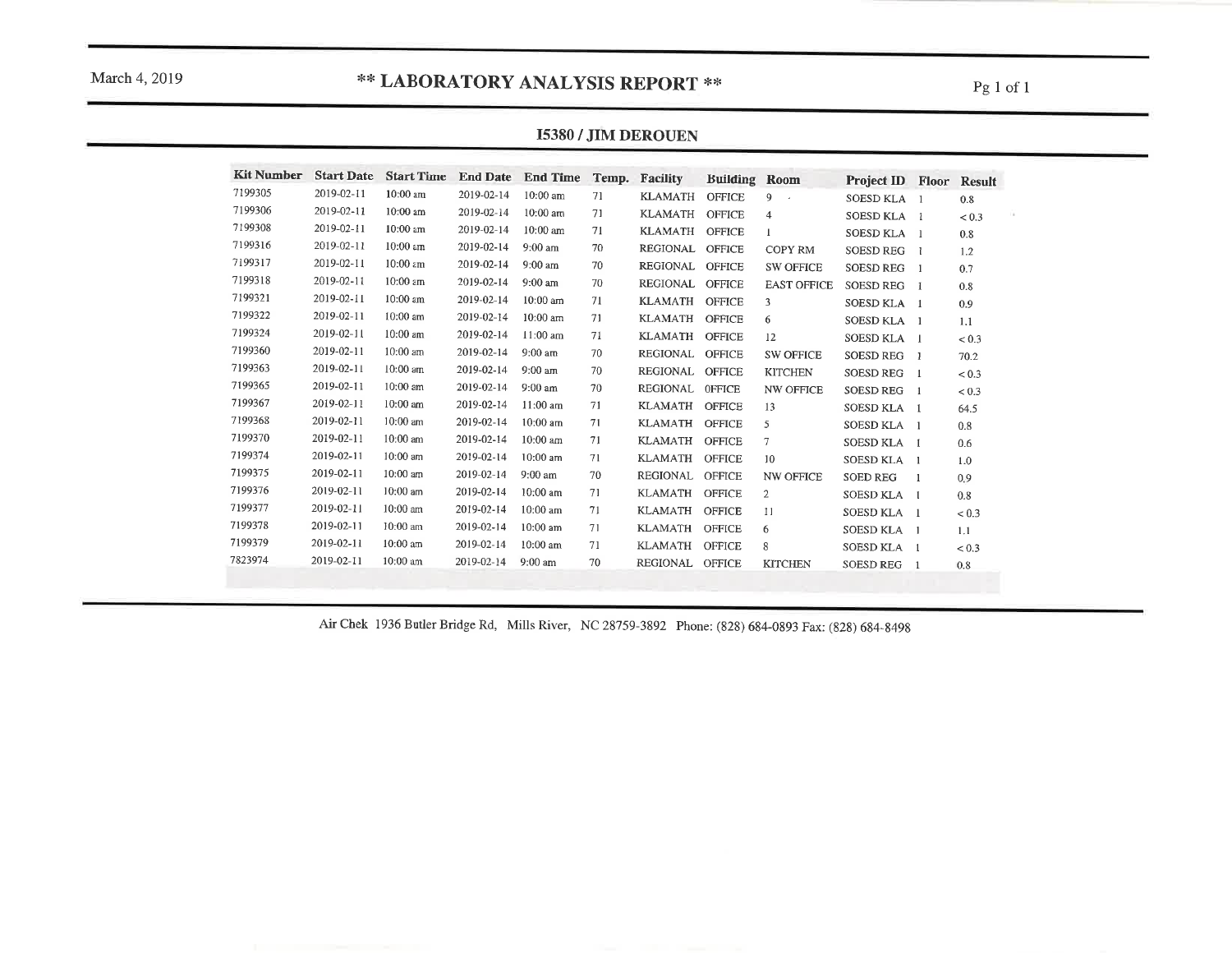March 4, 2019

# ** LABORATORY ANALYSIS REPORT **

## I5380 / JIM DEROUEN

| Kit Number | Start Date | Start Time | End Date | End Time | Temp. | Facility | Building | Room | Project ID | Floor | Result |
|---|---|---|---|---|---|---|---|---|---|---|---|
| 7199305 | 2019-02-11 | 10:00 am | 2019-02-14 | 10:00 am | 71 | KLAMATH | OFFICE | 9 | SOESD KLA | 1 | 0.8 |
| 7199306 | 2019-02-11 | 10:00 am | 2019-02-14 | 10:00 am | 71 | KLAMATH | OFFICE | 4 | SOESD KLA | 1 | < 0.3 |
| 7199308 | 2019-02-11 | 10:00 am | 2019-02-14 | 10:00 am | 71 | KLAMATH | OFFICE | 1 | SOESD KLA | 1 | 0.8 |
| 7199316 | 2019-02-11 | 10:00 am | 2019-02-14 | 9:00 am | 70 | REGIONAL | OFFICE | COPY RM | SOESD REG | 1 | 1.2 |
| 7199317 | 2019-02-11 | 10:00 am | 2019-02-14 | 9:00 am | 70 | REGIONAL | OFFICE | SW OFFICE | SOESD REG | 1 | 0.7 |
| 7199318 | 2019-02-11 | 10:00 am | 2019-02-14 | 9:00 am | 70 | REGIONAL | OFFICE | EAST OFFICE | SOESD REG | 1 | 0.8 |
| 7199321 | 2019-02-11 | 10:00 am | 2019-02-14 | 10:00 am | 71 | KLAMATH | OFFICE | 3 | SOESD KLA | 1 | 0.9 |
| 7199322 | 2019-02-11 | 10:00 am | 2019-02-14 | 10:00 am | 71 | KLAMATH | OFFICE | 6 | SOESD KLA | 1 | 1.1 |
| 7199324 | 2019-02-11 | 10:00 am | 2019-02-14 | 11:00 am | 71 | KLAMATH | OFFICE | 12 | SOESD KLA | 1 | < 0.3 |
| 7199360 | 2019-02-11 | 10:00 am | 2019-02-14 | 9:00 am | 70 | REGIONAL | OFFICE | SW OFFICE | SOESD REG | 1 | 70.2 |
| 7199363 | 2019-02-11 | 10:00 am | 2019-02-14 | 9:00 am | 70 | REGIONAL | OFFICE | KITCHEN | SOESD REG | 1 | < 0.3 |
| 7199365 | 2019-02-11 | 10:00 am | 2019-02-14 | 9:00 am | 70 | REGIONAL | 0FFICE | NW OFFICE | SOESD REG | 1 | < 0.3 |
| 7199367 | 2019-02-11 | 10:00 am | 2019-02-14 | 11:00 am | 71 | KLAMATH | OFFICE | 13 | SOESD KLA | 1 | 64.5 |
| 7199368 | 2019-02-11 | 10:00 am | 2019-02-14 | 10:00 am | 71 | KLAMATH | OFFICE | 5 | SOESD KLA | 1 | 0.8 |
| 7199370 | 2019-02-11 | 10:00 am | 2019-02-14 | 10:00 am | 71 | KLAMATH | OFFICE | 7 | SOESD KLA | 1 | 0.6 |
| 7199374 | 2019-02-11 | 10:00 am | 2019-02-14 | 10:00 am | 71 | KLAMATH | OFFICE | 10 | SOESD KLA | 1 | 1.0 |
| 7199375 | 2019-02-11 | 10:00 am | 2019-02-14 | 9:00 am | 70 | REGIONAL | OFFICE | NW OFFICE | SOED REG | 1 | 0.9 |
| 7199376 | 2019-02-11 | 10:00 am | 2019-02-14 | 10:00 am | 71 | KLAMATH | OFFICE | 2 | SOESD KLA | 1 | 0.8 |
| 7199377 | 2019-02-11 | 10:00 am | 2019-02-14 | 10:00 am | 71 | KLAMATH | OFFICE | 11 | SOESD KLA | 1 | < 0.3 |
| 7199378 | 2019-02-11 | 10:00 am | 2019-02-14 | 10:00 am | 71 | KLAMATH | OFFICE | 6 | SOESD KLA | 1 | 1.1 |
| 7199379 | 2019-02-11 | 10:00 am | 2019-02-14 | 10:00 am | 71 | KLAMATH | OFFICE | 8 | SOESD KLA | 1 | < 0.3 |
| 7823974 | 2019-02-11 | 10:00 am | 2019-02-14 | 9:00 am | 70 | REGIONAL | OFFICE | KITCHEN | SOESD REG | 1 | 0.8 |

Air Chek 1936 Butler Bridge Rd, Mills River, NC 28759-3892 Phone: (828) 684-0893 Fax: (828) 684-8498